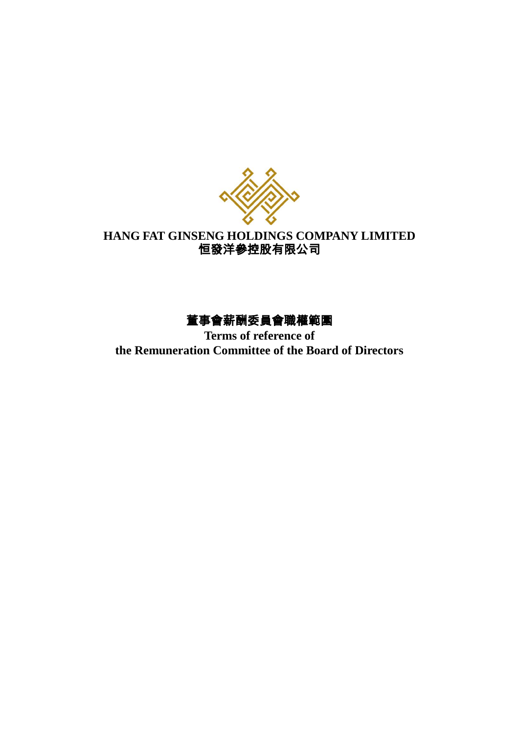# HANG FAT GINSENG HOLDINGS COMPANY LIMITED
# 恒發洋參控股有限公司

## 董事會薪酬委員會職權範圍

## Terms of reference of the Remuneration Committee of the Board of Directors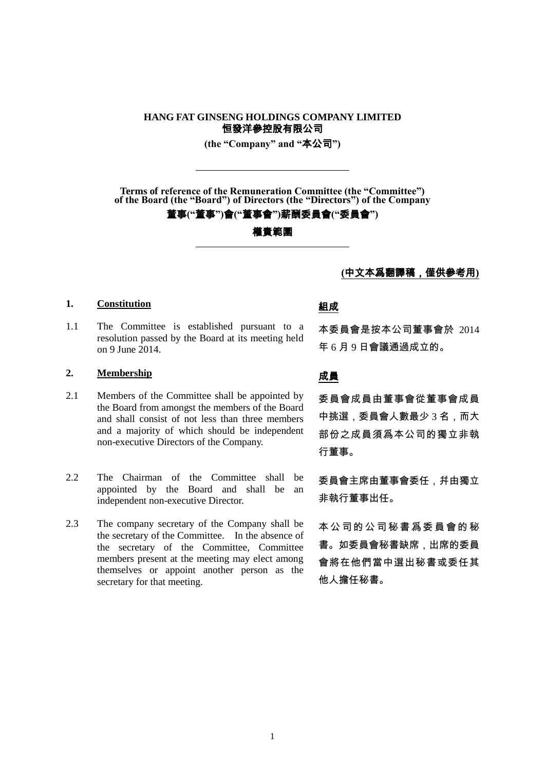**HANG FAT GINSENG HOLDINGS COMPANY LIMITED**
**恒發洋參控股有限公司**

**(the "Company" and "本公司")**

---

**Terms of reference of the Remuneration Committee (the "Committee") of the Board (the "Board") of Directors (the "Directors") of the Company**

**董事("董事")會("董事會")薪酬委員會("委員會")**

**權責範圍**

---

**(中文本爲翻譯稿，僅供參考用)**

## 1. Constitution

## 組成

1.1 The Committee is established pursuant to a resolution passed by the Board at its meeting held on 9 June 2014.

本委員會是按本公司董事會於 2014 年 6 月 9 日會議通過成立的。

## 2. Membership

## 成員

2.1 Members of the Committee shall be appointed by the Board from amongst the members of the Board and shall consist of not less than three members and a majority of which should be independent non-executive Directors of the Company.

委員會成員由董事會從董事會成員中挑選，委員會人數最少 3 名，而大部份之成員須爲本公司的獨立非執行董事。

2.2 The Chairman of the Committee shall be appointed by the Board and shall be an independent non-executive Director.

委員會主席由董事會委任，并由獨立非執行董事出任。

2.3 The company secretary of the Company shall be the secretary of the Committee. In the absence of the secretary of the Committee, Committee members present at the meeting may elect among themselves or appoint another person as the secretary for that meeting.

本公司的公司秘書爲委員會的秘書。如委員會秘書缺席，出席的委員會將在他們當中選出秘書或委任其他人擔任秘書。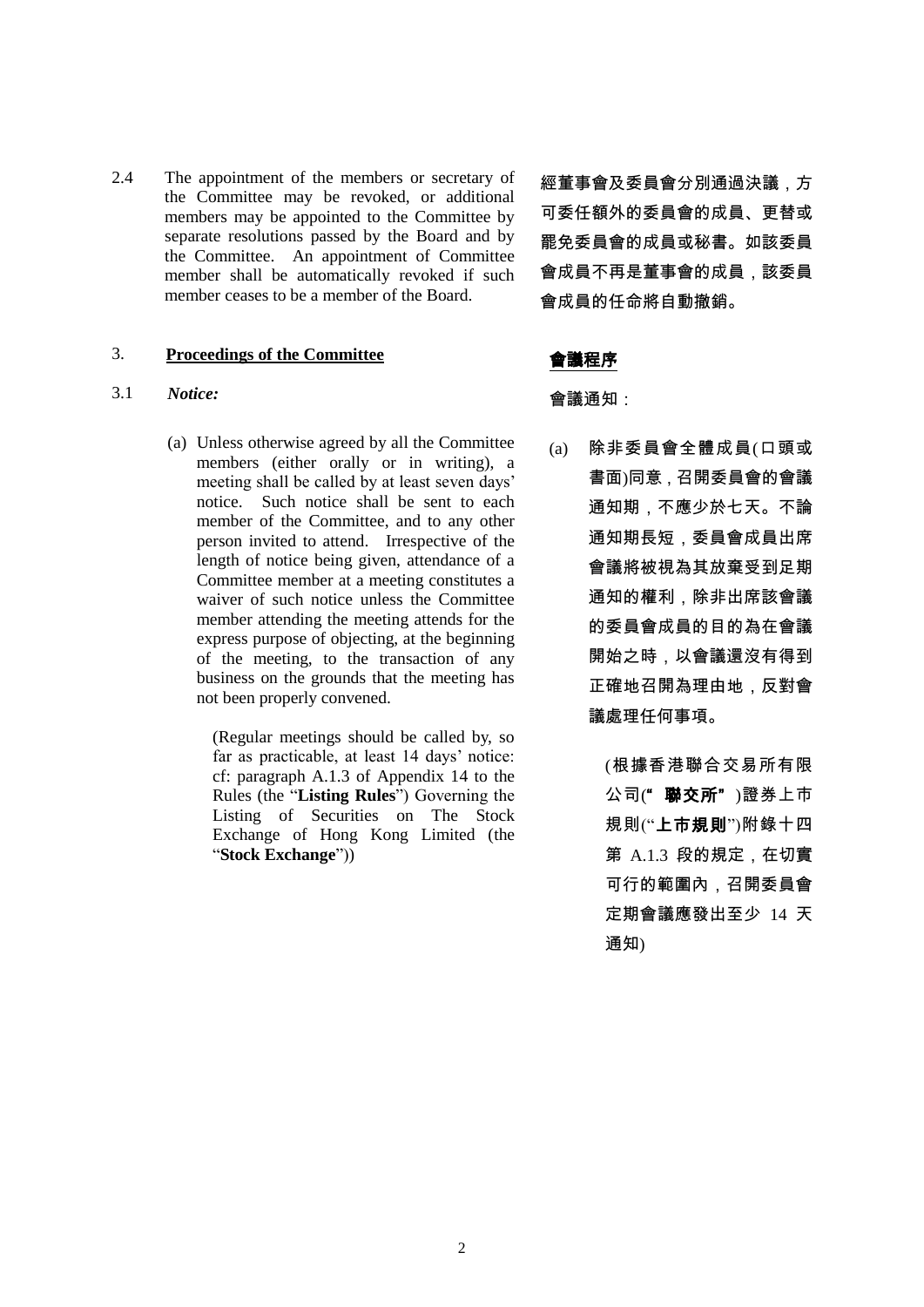2.4 The appointment of the members or secretary of the Committee may be revoked, or additional members may be appointed to the Committee by separate resolutions passed by the Board and by the Committee. An appointment of Committee member shall be automatically revoked if such member ceases to be a member of the Board.

經董事會及委員會分別通過決議，方可委任額外的委員會的成員、更替或罷免委員會的成員或秘書。如該委員會成員不再是董事會的成員，該委員會成員的任命將自動撤銷。

## 3. **Proceedings of the Committee**

## **會議程序**

3.1 ***Notice:***

會議通知：

(a) Unless otherwise agreed by all the Committee members (either orally or in writing), a meeting shall be called by at least seven days' notice. Such notice shall be sent to each member of the Committee, and to any other person invited to attend. Irrespective of the length of notice being given, attendance of a Committee member at a meeting constitutes a waiver of such notice unless the Committee member attending the meeting attends for the express purpose of objecting, at the beginning of the meeting, to the transaction of any business on the grounds that the meeting has not been properly convened.

(Regular meetings should be called by, so far as practicable, at least 14 days' notice: cf: paragraph A.1.3 of Appendix 14 to the Rules (the "**Listing Rules**") Governing the Listing of Securities on The Stock Exchange of Hong Kong Limited (the "**Stock Exchange**"))

(a) 除非委員會全體成員(口頭或書面)同意，召開委員會的會議通知期，不應少於七天。不論通知期長短，委員會成員出席會議將被視為其放棄受到足期通知的權利，除非出席該會議的委員會成員的目的為在會議開始之時，以會議還沒有得到正確地召開為理由地，反對會議處理任何事項。

(根據香港聯合交易所有限公司("**聯交所**")證券上市規則("**上市規則**")附錄十四第 A.1.3 段的規定，在切實可行的範圍內，召開委員會定期會議應發出至少 14 天通知)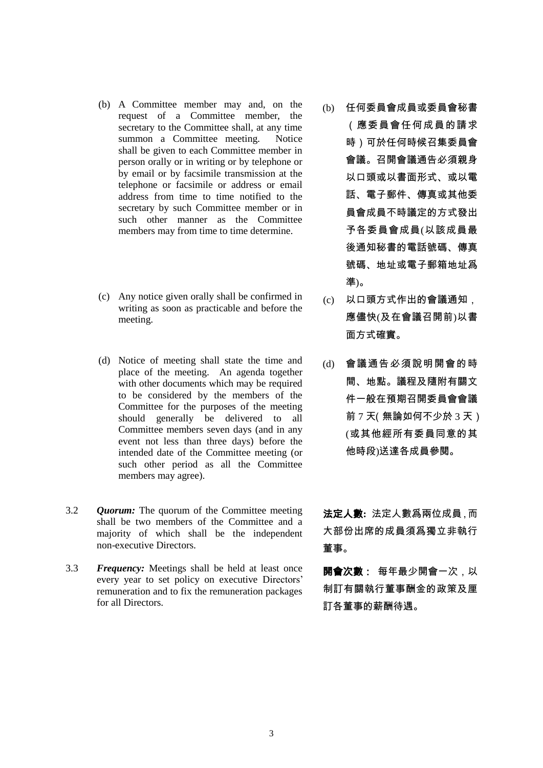(b) A Committee member may and, on the request of a Committee member, the secretary to the Committee shall, at any time summon a Committee meeting. Notice shall be given to each Committee member in person orally or in writing or by telephone or by email or by facsimile transmission at the telephone or facsimile or address or email address from time to time notified to the secretary by such Committee member or in such other manner as the Committee members may from time to time determine.

(b) 任何委員會成員或委員會秘書（應委員會任何成員的請求時）可於任何時候召集委員會會議。召開會議通告必須親身以口頭或以書面形式、或以電話、電子郵件、傳真或其他委員會成員不時議定的方式發出予各委員會成員(以該成員最後通知秘書的電話號碼、傳真號碼、地址或電子郵箱地址爲準)。

(c) Any notice given orally shall be confirmed in writing as soon as practicable and before the meeting.

(c) 以口頭方式作出的會議通知，應儘快(及在會議召開前)以書面方式確實。

(d) Notice of meeting shall state the time and place of the meeting. An agenda together with other documents which may be required to be considered by the members of the Committee for the purposes of the meeting should generally be delivered to all Committee members seven days (and in any event not less than three days) before the intended date of the Committee meeting (or such other period as all the Committee members may agree).

(d) 會議通告必須說明開會的時間、地點。議程及隨附有關文件一般在預期召開委員會會議前 7 天( 無論如何不少於 3 天）(或其他經所有委員同意的其他時段)送達各成員參閱。

3.2 ***Quorum:*** The quorum of the Committee meeting shall be two members of the Committee and a majority of which shall be the independent non-executive Directors.

**法定人數:** 法定人數爲兩位成員，而大部份出席的成員須爲獨立非執行董事。

3.3 ***Frequency:*** Meetings shall be held at least once every year to set policy on executive Directors' remuneration and to fix the remuneration packages for all Directors.

**開會次數：** 每年最少開會一次，以制訂有關執行董事酬金的政策及厘訂各董事的薪酬待遇。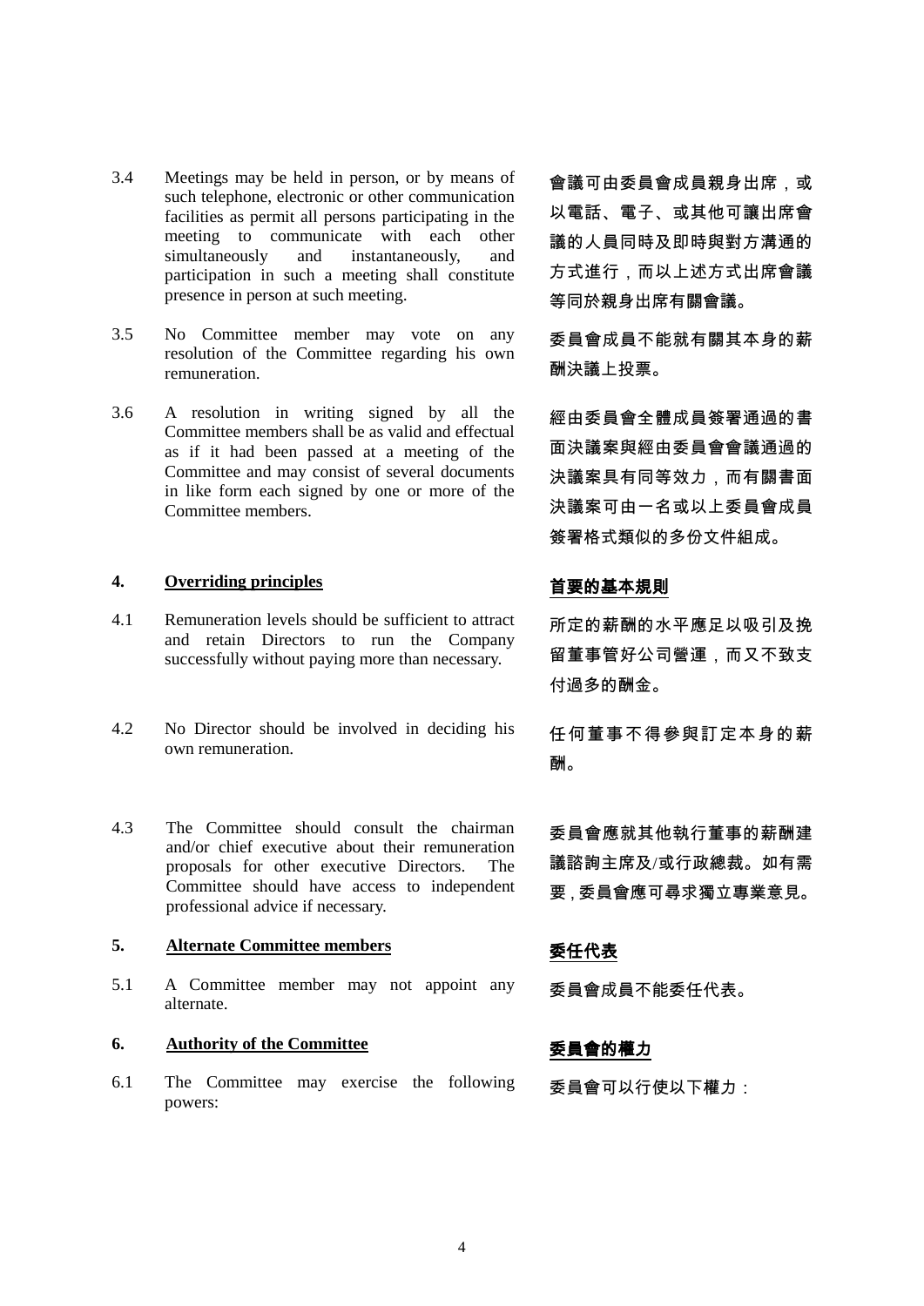3.4 Meetings may be held in person, or by means of such telephone, electronic or other communication facilities as permit all persons participating in the meeting to communicate with each other simultaneously and instantaneously, and participation in such a meeting shall constitute presence in person at such meeting.

會議可由委員會成員親身出席，或以電話、電子、或其他可讓出席會議的人員同時及即時與對方溝通的方式進行，而以上述方式出席會議等同於親身出席有關會議。

3.5 No Committee member may vote on any resolution of the Committee regarding his own remuneration.

委員會成員不能就有關其本身的薪酬決議上投票。

3.6 A resolution in writing signed by all the Committee members shall be as valid and effectual as if it had been passed at a meeting of the Committee and may consist of several documents in like form each signed by one or more of the Committee members.

經由委員會全體成員簽署通過的書面決議案與經由委員會會議通過的決議案具有同等效力，而有關書面決議案可由一名或以上委員會成員簽署格式類似的多份文件組成。

## 4. Overriding principles

## 首要的基本規則

4.1 Remuneration levels should be sufficient to attract and retain Directors to run the Company successfully without paying more than necessary.

所定的薪酬的水平應足以吸引及挽留董事管好公司營運，而又不致支付過多的酬金。

4.2 No Director should be involved in deciding his own remuneration.

任何董事不得參與訂定本身的薪酬。

4.3 The Committee should consult the chairman and/or chief executive about their remuneration proposals for other executive Directors. The Committee should have access to independent professional advice if necessary.

委員會應就其他執行董事的薪酬建議諮詢主席及/或行政總裁。如有需要，委員會應可尋求獨立專業意見。

## 5. Alternate Committee members

## 委任代表

5.1 A Committee member may not appoint any alternate.

委員會成員不能委任代表。

## 6. Authority of the Committee

## 委員會的權力

6.1 The Committee may exercise the following powers:

委員會可以行使以下權力：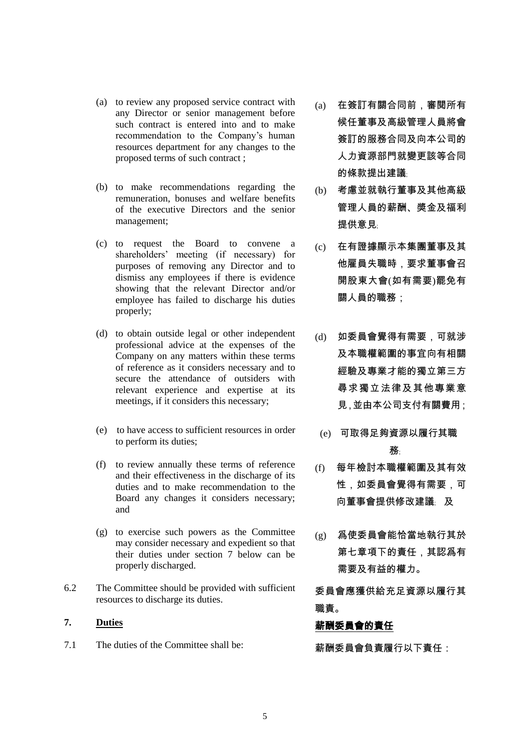(a) to review any proposed service contract with any Director or senior management before such contract is entered into and to make recommendation to the Company's human resources department for any changes to the proposed terms of such contract ;

(a) 在簽訂有關合同前，審閱所有候任董事及高級管理人員將會簽訂的服務合同及向本公司的人力資源部門就變更該等合同的條款提出建議;

(b) to make recommendations regarding the remuneration, bonuses and welfare benefits of the executive Directors and the senior management;

(b) 考慮並就執行董事及其他高級管理人員的薪酬、獎金及福利提供意見;

(c) to request the Board to convene a shareholders' meeting (if necessary) for purposes of removing any Director and to dismiss any employees if there is evidence showing that the relevant Director and/or employee has failed to discharge his duties properly;

(c) 在有證據顯示本集團董事及其他雇員失職時，要求董事會召開股東大會(如有需要)罷免有關人員的職務；

(d) to obtain outside legal or other independent professional advice at the expenses of the Company on any matters within these terms of reference as it considers necessary and to secure the attendance of outsiders with relevant experience and expertise at its meetings, if it considers this necessary;

(d) 如委員會覺得有需要，可就涉及本職權範圍的事宜向有相關經驗及專業才能的獨立第三方尋求獨立法律及其他專業意見,並由本公司支付有關費用;

(e) to have access to sufficient resources in order to perform its duties;

(e) 可取得足夠資源以履行其職務;

(f) to review annually these terms of reference and their effectiveness in the discharge of its duties and to make recommendation to the Board any changes it considers necessary; and

(f) 每年檢討本職權範圍及其有效性，如委員會覺得有需要，可向董事會提供修改建議; 及

(g) to exercise such powers as the Committee may consider necessary and expedient so that their duties under section 7 below can be properly discharged.

(g) 為使委員會能恰當地執行其於第七章項下的責任，其認爲有需要及有益的權力。

6.2 The Committee should be provided with sufficient resources to discharge its duties.

委員會應獲供給充足資源以履行其職責。

## 7. Duties

## 薪酬委員會的責任

7.1 The duties of the Committee shall be:

薪酬委員會負責履行以下責任：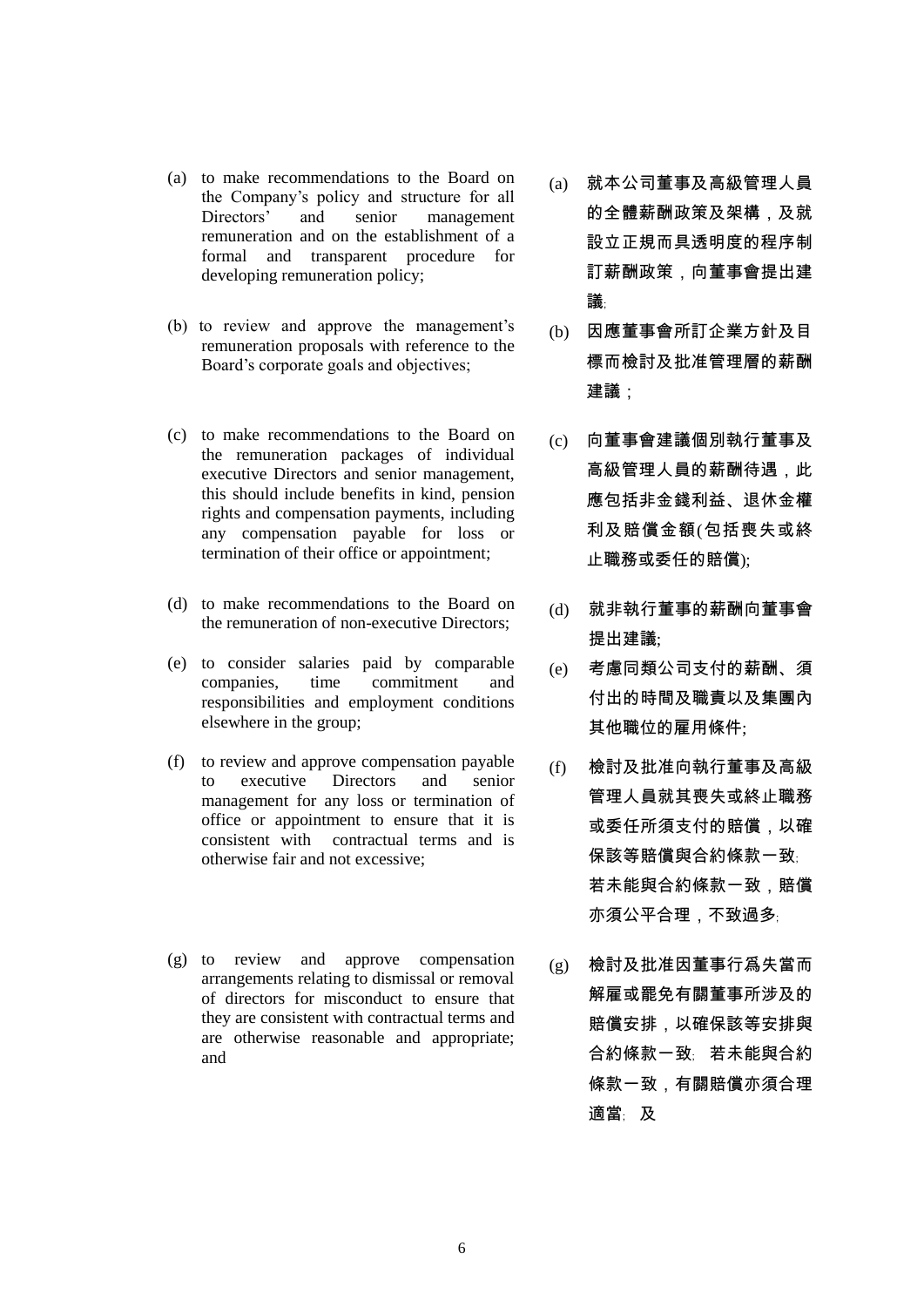(a) to make recommendations to the Board on the Company's policy and structure for all Directors' and senior management remuneration and on the establishment of a formal and transparent procedure for developing remuneration policy;

(a) 就本公司董事及高級管理人員的全體薪酬政策及架構，及就設立正規而具透明度的程序制訂薪酬政策，向董事會提出建議;

(b) to review and approve the management's remuneration proposals with reference to the Board's corporate goals and objectives;

(b) 因應董事會所訂企業方針及目標而檢討及批准管理層的薪酬建議；

(c) to make recommendations to the Board on the remuneration packages of individual executive Directors and senior management, this should include benefits in kind, pension rights and compensation payments, including any compensation payable for loss or termination of their office or appointment;

(c) 向董事會建議個別執行董事及高級管理人員的薪酬待遇，此應包括非金錢利益、退休金權利及賠償金額(包括喪失或終止職務或委任的賠償);

(d) to make recommendations to the Board on the remuneration of non-executive Directors;

(d) 就非執行董事的薪酬向董事會提出建議;

(e) to consider salaries paid by comparable companies, time commitment and responsibilities and employment conditions elsewhere in the group;

(e) 考慮同類公司支付的薪酬、須付出的時間及職責以及集團內其他職位的雇用條件;

(f) to review and approve compensation payable to executive Directors and senior management for any loss or termination of office or appointment to ensure that it is consistent with contractual terms and is otherwise fair and not excessive;

(f) 檢討及批准向執行董事及高級管理人員就其喪失或終止職務或委任所須支付的賠償，以確保該等賠償與合約條款一致; 若未能與合約條款一致，賠償亦須公平合理，不致過多;

(g) to review and approve compensation arrangements relating to dismissal or removal of directors for misconduct to ensure that they are consistent with contractual terms and are otherwise reasonable and appropriate; and

(g) 檢討及批准因董事行爲失當而解雇或罷免有關董事所涉及的賠償安排，以確保該等安排與合約條款一致; 若未能與合約條款一致，有關賠償亦須合理適當; 及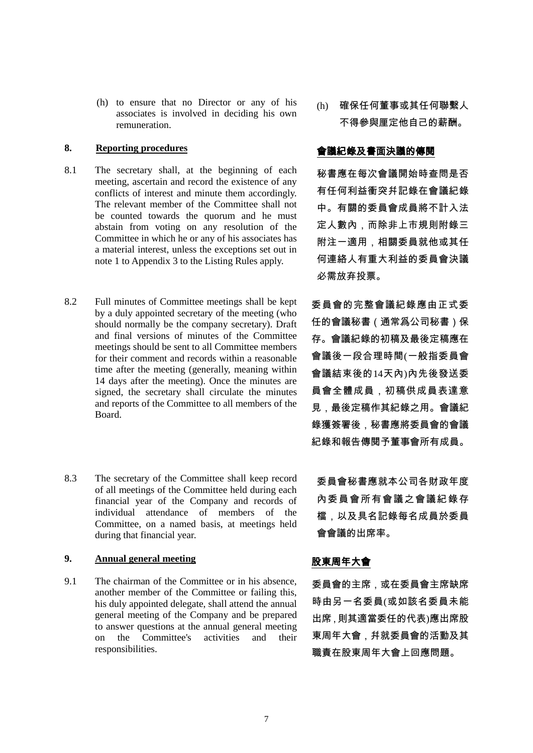(h) to ensure that no Director or any of his associates is involved in deciding his own remuneration.

(h) 確保任何董事或其任何聯繫人不得參與厘定他自己的薪酬。

## 8. Reporting procedures

## 會議紀錄及書面決議的傳閱

8.1 The secretary shall, at the beginning of each meeting, ascertain and record the existence of any conflicts of interest and minute them accordingly. The relevant member of the Committee shall not be counted towards the quorum and he must abstain from voting on any resolution of the Committee in which he or any of his associates has a material interest, unless the exceptions set out in note 1 to Appendix 3 to the Listing Rules apply.

秘書應在每次會議開始時查問是否有任何利益衝突并記錄在會議紀錄中。有關的委員會成員將不計入法定人數內，而除非上市規則附錄三附注一適用，相關委員就他或其任何連絡人有重大利益的委員會決議必需放弃投票。

8.2 Full minutes of Committee meetings shall be kept by a duly appointed secretary of the meeting (who should normally be the company secretary). Draft and final versions of minutes of the Committee meetings should be sent to all Committee members for their comment and records within a reasonable time after the meeting (generally, meaning within 14 days after the meeting). Once the minutes are signed, the secretary shall circulate the minutes and reports of the Committee to all members of the Board.

委員會的完整會議紀錄應由正式委任的會議秘書（通常爲公司秘書）保存。會議紀錄的初稿及最後定稿應在會議後一段合理時間(一般指委員會會議結束後的14天內)內先後發送委員會全體成員，初稿供成員表達意見，最後定稿作其紀錄之用。會議紀錄獲簽署後，秘書應將委員會的會議紀錄和報告傳閱予董事會所有成員。

8.3 The secretary of the Committee shall keep record of all meetings of the Committee held during each financial year of the Company and records of individual attendance of members of the Committee, on a named basis, at meetings held during that financial year.

委員會秘書應就本公司各財政年度內委員會所有會議之會議紀錄存檔，以及具名記錄每名成員於委員會會議的出席率。

## 9. Annual general meeting

## 股東周年大會

9.1 The chairman of the Committee or in his absence, another member of the Committee or failing this, his duly appointed delegate, shall attend the annual general meeting of the Company and be prepared to answer questions at the annual general meeting on the Committee's activities and their responsibilities.

委員會的主席，或在委員會主席缺席時由另一名委員(或如該名委員未能出席，則其適當委任的代表)應出席股東周年大會，并就委員會的活動及其職責在股東周年大會上回應問題。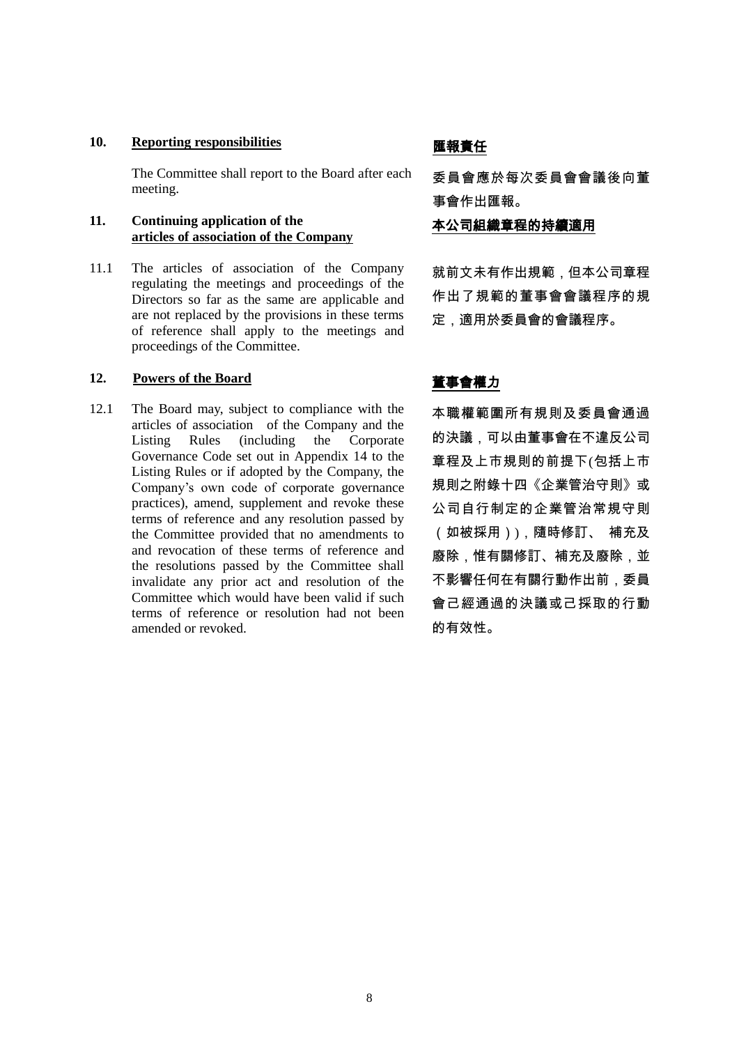## 10. Reporting responsibilities

The Committee shall report to the Board after each meeting.

## 匯報責任

委員會應於每次委員會會議後向董事會作出匯報。

## 11. Continuing application of the articles of association of the Company

11.1 The articles of association of the Company regulating the meetings and proceedings of the Directors so far as the same are applicable and are not replaced by the provisions in these terms of reference shall apply to the meetings and proceedings of the Committee.

## 本公司組織章程的持續適用

就前文未有作出規範，但本公司章程作出了規範的董事會會議程序的規定，適用於委員會的會議程序。

## 12. Powers of the Board

12.1 The Board may, subject to compliance with the articles of association of the Company and the Listing Rules (including the Corporate Governance Code set out in Appendix 14 to the Listing Rules or if adopted by the Company, the Company's own code of corporate governance practices), amend, supplement and revoke these terms of reference and any resolution passed by the Committee provided that no amendments to and revocation of these terms of reference and the resolutions passed by the Committee shall invalidate any prior act and resolution of the Committee which would have been valid if such terms of reference or resolution had not been amended or revoked.

## 董事會權力

本職權範圍所有規則及委員會通過的決議，可以由董事會在不違反公司章程及上市規則的前提下(包括上市規則之附錄十四《企業管治守則》或公司自行制定的企業管治常規守則（如被採用）)，隨時修訂、 補充及廢除，惟有關修訂、補充及廢除，並不影響任何在有關行動作出前，委員會已經通過的決議或已採取的行動的有效性。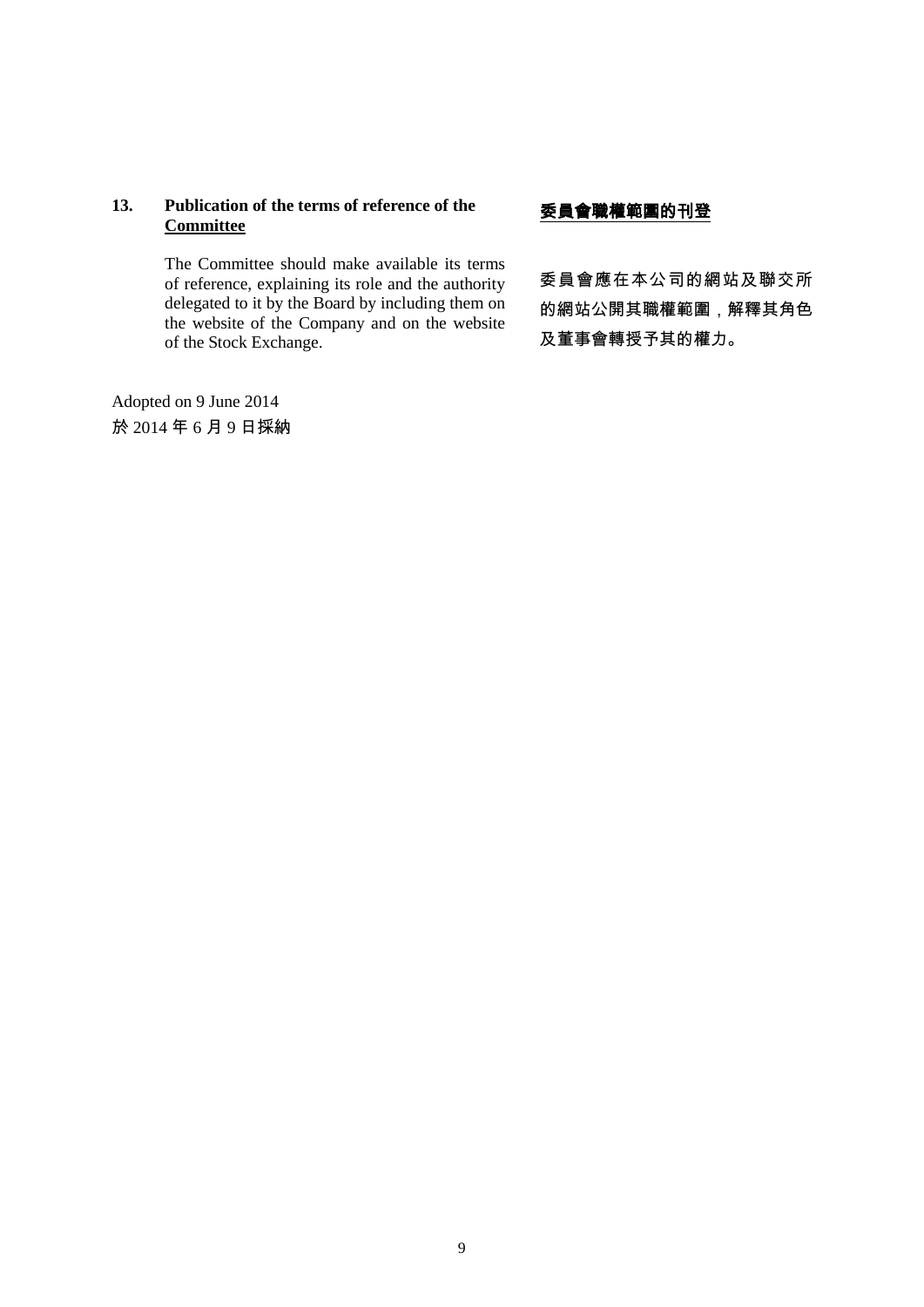**13. Publication of the terms of reference of the <u>Committee</u>**

The Committee should make available its terms of reference, explaining its role and the authority delegated to it by the Board by including them on the website of the Company and on the website of the Stock Exchange.

**<u>委員會職權範圍的刊登</u>**

委員會應在本公司的網站及聯交所的網站公開其職權範圍，解釋其角色及董事會轉授予其的權力。

Adopted on 9 June 2014

於 2014 年 6 月 9 日採納